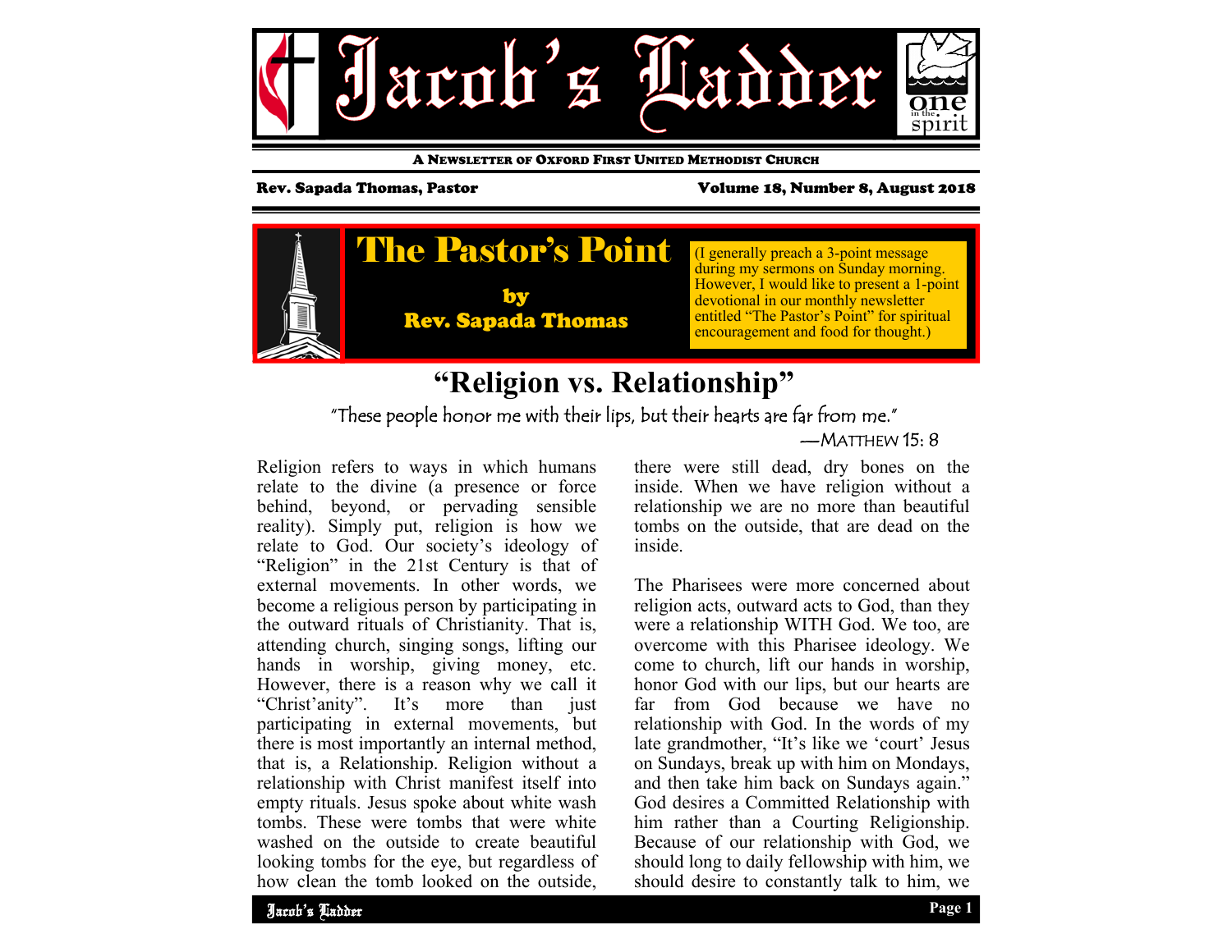# Jacob's Ladder

**A Newsletter of Oxford First United Methodist Church**

**Rev. Sapada Thomas, Pastor** | **Volume 18, Number 8, August 2018**

## The Pastor's Point

**by Rev. Sapada Thomas**

(I generally preach a 3-point message during my sermons on Sunday morning. However, I would like to present a 1-point devotional in our monthly newsletter entitled "The Pastor's Point" for spiritual encouragement and food for thought.)

# "Religion vs. Relationship"

*"These people honor me with their lips, but their hearts are far from me."*

—Matthew 15: 8

Religion refers to ways in which humans relate to the divine (a presence or force behind, beyond, or pervading sensible reality). Simply put, religion is how we relate to God. Our society's ideology of "Religion" in the 21st Century is that of external movements. In other words, we become a religious person by participating in the outward rituals of Christianity. That is, attending church, singing songs, lifting our hands in worship, giving money, etc. However, there is a reason why we call it "Christ'anity". It's more than just participating in external movements, but there is most importantly an internal method, that is, a Relationship. Religion without a relationship with Christ manifest itself into empty rituals. Jesus spoke about white wash tombs. These were tombs that were white washed on the outside to create beautiful looking tombs for the eye, but regardless of how clean the tomb looked on the outside, there were still dead, dry bones on the inside. When we have religion without a relationship we are no more than beautiful tombs on the outside, that are dead on the inside.

The Pharisees were more concerned about religion acts, outward acts to God, than they were a relationship WITH God. We too, are overcome with this Pharisee ideology. We come to church, lift our hands in worship, honor God with our lips, but our hearts are far from God because we have no relationship with God. In the words of my late grandmother, "It's like we 'court' Jesus on Sundays, break up with him on Mondays, and then take him back on Sundays again." God desires a Committed Relationship with him rather than a Courting Religionship. Because of our relationship with God, we should long to daily fellowship with him, we should desire to constantly talk to him, we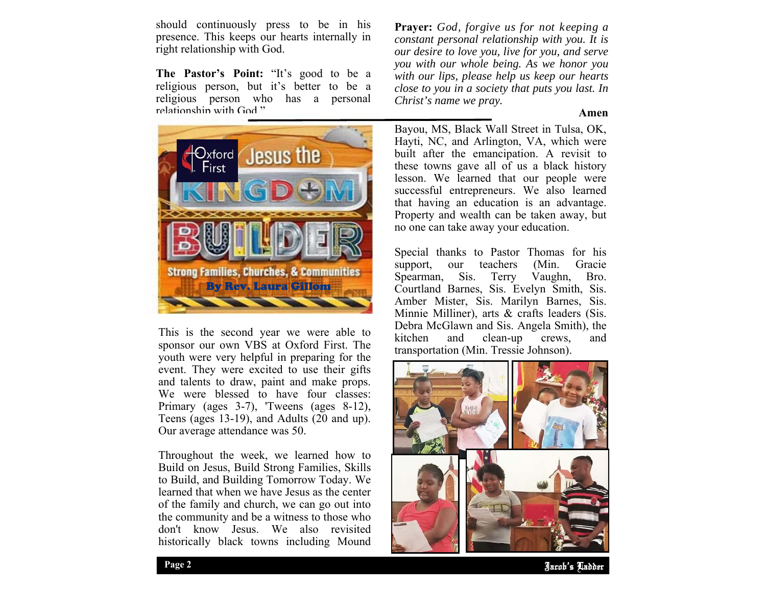should continuously press to be in his presence. This keeps our hearts internally in right relationship with God.

**The Pastor's Point:** "It's good to be a religious person, but it's better to be a religious person who has a personal relationship with God."

**Prayer:** *God, forgive us for not keeping a constant personal relationship with you. It is our desire to love you, live for you, and serve you with our whole being. As we honor you with our lips, please help us keep our hearts close to you in a society that puts you last. In Christ's name we pray.*

**Amen**

## Jesus the Kingdom Builder

Strong Families, Churches, & Communities

**By Rev. Laura Gillom**

This is the second year we were able to sponsor our own VBS at Oxford First. The youth were very helpful in preparing for the event. They were excited to use their gifts and talents to draw, paint and make props. We were blessed to have four classes: Primary (ages 3-7), 'Tweens (ages 8-12), Teens (ages 13-19), and Adults (20 and up). Our average attendance was 50.

Throughout the week, we learned how to Build on Jesus, Build Strong Families, Skills to Build, and Building Tomorrow Today. We learned that when we have Jesus as the center of the family and church, we can go out into the community and be a witness to those who don't know Jesus. We also revisited historically black towns including Mound Bayou, MS, Black Wall Street in Tulsa, OK, Hayti, NC, and Arlington, VA, which were built after the emancipation. A revisit to these towns gave all of us a black history lesson. We learned that our people were successful entrepreneurs. We also learned that having an education is an advantage. Property and wealth can be taken away, but no one can take away your education.

Special thanks to Pastor Thomas for his support, our teachers (Min. Gracie Spearman, Sis. Terry Vaughn, Bro. Courtland Barnes, Sis. Evelyn Smith, Sis. Amber Mister, Sis. Marilyn Barnes, Sis. Minnie Milliner), arts & crafts leaders (Sis. Debra McGlawn and Sis. Angela Smith), the kitchen and clean-up crews, and transportation (Min. Tressie Johnson).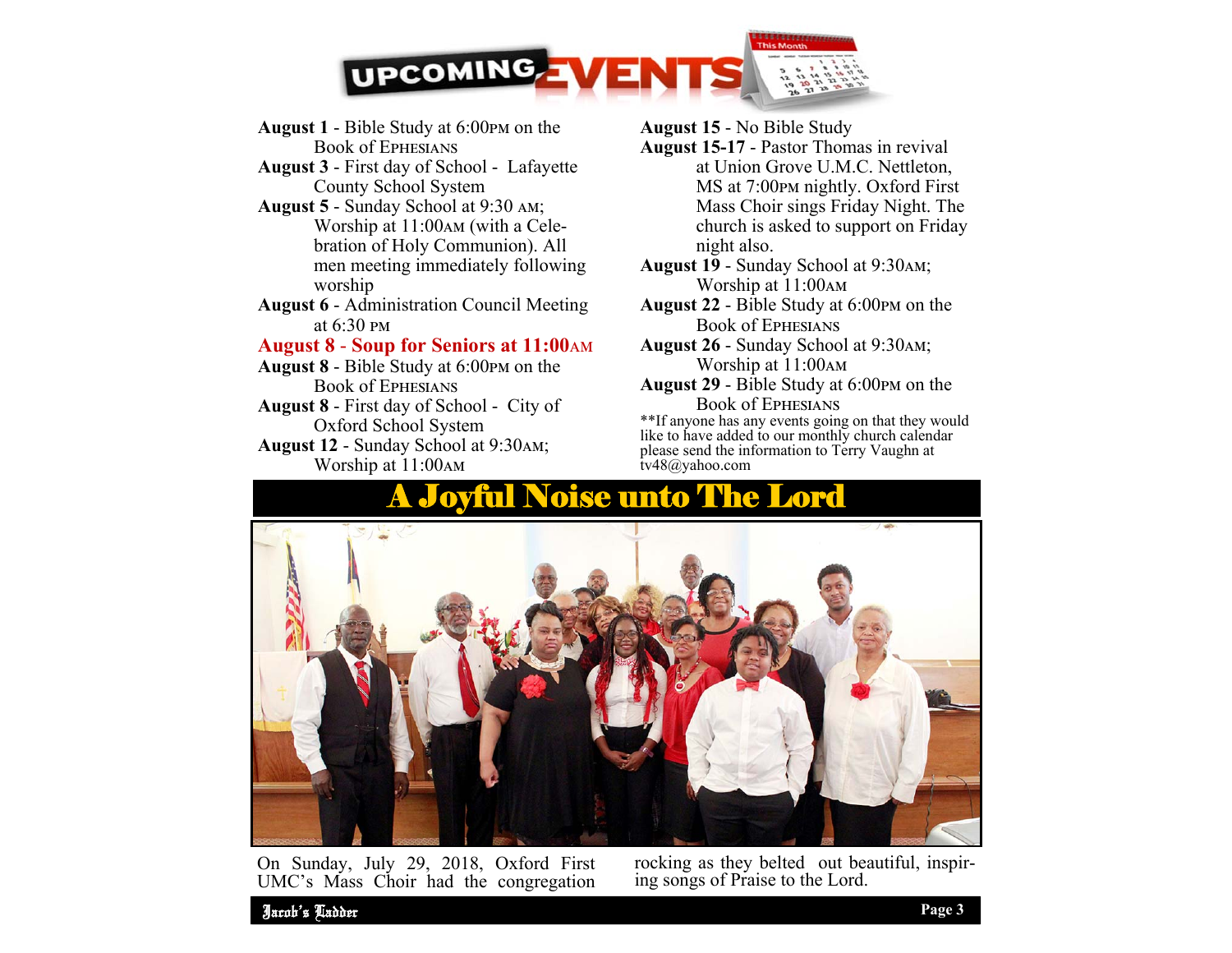# UPCOMING EVENTS

**August 1** - Bible Study at 6:00PM on the Book of Ephesians

**August 3** - First day of School - Lafayette County School System

**August 5** - Sunday School at 9:30 AM; Worship at 11:00AM (with a Celebration of Holy Communion). All men meeting immediately following worship

**August 6** - Administration Council Meeting at 6:30 PM

**August 8 - Soup for Seniors at 11:00AM**

**August 8** - Bible Study at 6:00PM on the Book of Ephesians

**August 8** - First day of School - City of Oxford School System

**August 12** - Sunday School at 9:30AM; Worship at 11:00AM

**August 15** - No Bible Study

**August 15-17** - Pastor Thomas in revival at Union Grove U.M.C. Nettleton, MS at 7:00PM nightly. Oxford First Mass Choir sings Friday Night. The church is asked to support on Friday night also.

**August 19** - Sunday School at 9:30AM; Worship at 11:00AM

**August 22** - Bible Study at 6:00PM on the Book of Ephesians

**August 26** - Sunday School at 9:30AM; Worship at 11:00AM

**August 29** - Bible Study at 6:00PM on the Book of Ephesians

**If anyone has any events going on that they would like to have added to our monthly church calendar please send the information to Terry Vaughn at tv48@yahoo.com

# A Joyful Noise unto The Lord

On Sunday, July 29, 2018, Oxford First UMC's Mass Choir had the congregation rocking as they belted out beautiful, inspiring songs of Praise to the Lord.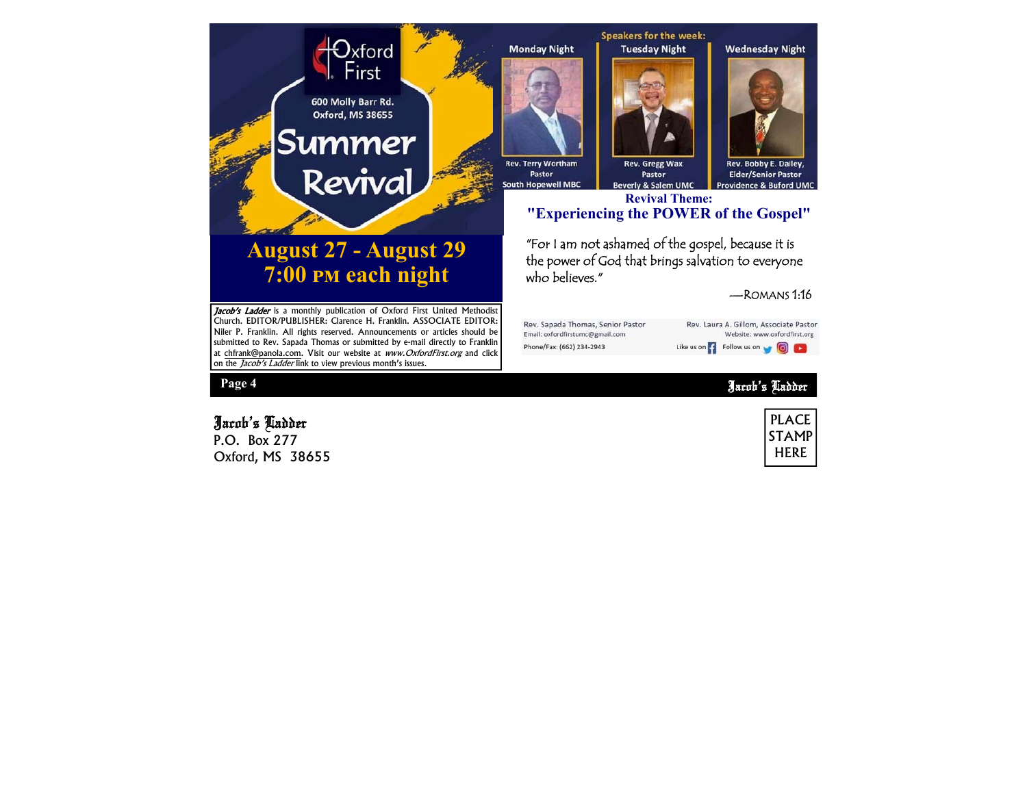# Oxford First

600 Molly Barr Rd.
Oxford, MS 38655

## Summer Revival

**August 27 - August 29**
**7:00 PM each night**

### Speakers for the week:

**Monday Night**
Rev. Terry Wortham
Pastor
South Hopewell MBC

**Tuesday Night**
Rev. Gregg Wax
Pastor
Beverly & Salem UMC

**Wednesday Night**
Rev. Bobby E. Dailey,
Elder/Senior Pastor
Providence & Buford UMC

**Revival Theme:**
**"Experiencing the POWER of the Gospel"**

"For I am not ashamed of the gospel, because it is the power of God that brings salvation to everyone who believes."

—Romans 1:16

*Jacob's Ladder* is a monthly publication of Oxford First United Methodist Church. EDITOR/PUBLISHER: Clarence H. Franklin. ASSOCIATE EDITOR: Niler P. Franklin. All rights reserved. Announcements or articles should be submitted to Rev. Sapada Thomas or submitted by e-mail directly to Franklin at chfrank@panola.com. Visit our website at *www.OxfordFirst.org* and click on the *Jacob's Ladder* link to view previous month's issues.

Rev. Sapada Thomas, Senior Pastor
Email: oxfordfirstumc@gmail.com
Phone/Fax: (662) 234-2943

Rev. Laura A. Gillom, Associate Pastor
Website: www.oxfordfirst.org
Like us on Follow us on

Jacob's Ladder
P.O. Box 277
Oxford, MS 38655

PLACE STAMP HERE